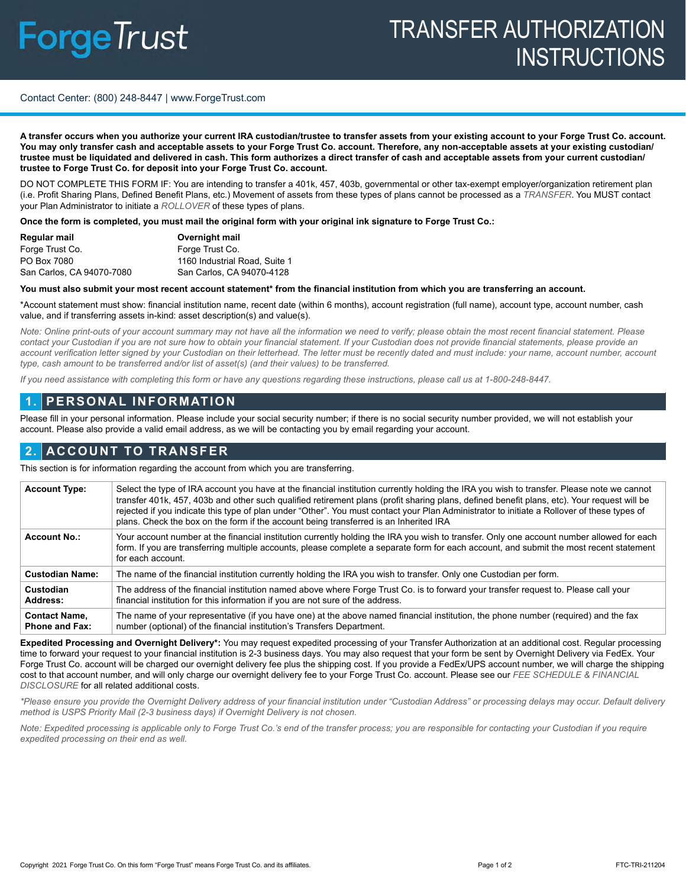# ForgeTrust

# TRANSFER AUTHORIZATION INSTRUCTIONS

Contact Center: (800) 248-8447 | www.ForgeTrust.com

**A transfer occurs when you authorize your current IRA custodian/trustee to transfer assets from your existing account to your Forge Trust Co. account. You may only transfer cash and acceptable assets to your Forge Trust Co. account. Therefore, any non-acceptable assets at your existing custodian/ trustee must be liquidated and delivered in cash. This form authorizes a direct transfer of cash and acceptable assets from your current custodian/ trustee to Forge Trust Co. for deposit into your Forge Trust Co. account.**

DO NOT COMPLETE THIS FORM IF: You are intending to transfer a 401k, 457, 403b, governmental or other tax-exempt employer/organization retirement plan (i.e. Profit Sharing Plans, Defined Benefit Plans, etc.) Movement of assets from these types of plans cannot be processed as a *TRANSFER*. You MUST contact your Plan Administrator to initiate a *ROLLOVER* of these types of plans.

**Once the form is completed, you must mail the original form with your original ink signature to Forge Trust Co.:**

| **Regular mail** | **Overnight mail** |
|---|---|
| Forge Trust Co. | Forge Trust Co. |
| PO Box 7080 | 1160 Industrial Road, Suite 1 |
| San Carlos, CA 94070-7080 | San Carlos, CA 94070-4128 |

**You must also submit your most recent account statement* from the financial institution from which you are transferring an account.**

*Account statement must show: financial institution name, recent date (within 6 months), account registration (full name), account type, account number, cash value, and if transferring assets in-kind: asset description(s) and value(s).

*Note: Online print-outs of your account summary may not have all the information we need to verify; please obtain the most recent financial statement. Please contact your Custodian if you are not sure how to obtain your financial statement. If your Custodian does not provide financial statements, please provide an account verification letter signed by your Custodian on their letterhead. The letter must be recently dated and must include: your name, account number, account type, cash amount to be transferred and/or list of asset(s) (and their values) to be transferred.*

*If you need assistance with completing this form or have any questions regarding these instructions, please call us at 1-800-248-8447.*

## 1. PERSONAL INFORMATION

Please fill in your personal information. Please include your social security number; if there is no social security number provided, we will not establish your account. Please also provide a valid email address, as we will be contacting you by email regarding your account.

## 2. ACCOUNT TO TRANSFER

This section is for information regarding the account from which you are transferring.

| | |
|---|---|
| **Account Type:** | Select the type of IRA account you have at the financial institution currently holding the IRA you wish to transfer. Please note we cannot transfer 401k, 457, 403b and other such qualified retirement plans (profit sharing plans, defined benefit plans, etc). Your request will be rejected if you indicate this type of plan under "Other". You must contact your Plan Administrator to initiate a Rollover of these types of plans. Check the box on the form if the account being transferred is an Inherited IRA |
| **Account No.:** | Your account number at the financial institution currently holding the IRA you wish to transfer. Only one account number allowed for each form. If you are transferring multiple accounts, please complete a separate form for each account, and submit the most recent statement for each account. |
| **Custodian Name:** | The name of the financial institution currently holding the IRA you wish to transfer. Only one Custodian per form. |
| **Custodian Address:** | The address of the financial institution named above where Forge Trust Co. is to forward your transfer request to. Please call your financial institution for this information if you are not sure of the address. |
| **Contact Name, Phone and Fax:** | The name of your representative (if you have one) at the above named financial institution, the phone number (required) and the fax number (optional) of the financial institution's Transfers Department. |

**Expedited Processing and Overnight Delivery*:** You may request expedited processing of your Transfer Authorization at an additional cost. Regular processing time to forward your request to your financial institution is 2-3 business days. You may also request that your form be sent by Overnight Delivery via FedEx. Your Forge Trust Co. account will be charged our overnight delivery fee plus the shipping cost. If you provide a FedEx/UPS account number, we will charge the shipping cost to that account number, and will only charge our overnight delivery fee to your Forge Trust Co. account. Please see our *FEE SCHEDULE & FINANCIAL DISCLOSURE* for all related additional costs.

*\*Please ensure you provide the Overnight Delivery address of your financial institution under "Custodian Address" or processing delays may occur. Default delivery method is USPS Priority Mail (2-3 business days) if Overnight Delivery is not chosen.*

*Note: Expedited processing is applicable only to Forge Trust Co.'s end of the transfer process; you are responsible for contacting your Custodian if you require expedited processing on their end as well.*

Copyright 2021 Forge Trust Co. On this form "Forge Trust" means Forge Trust Co. and its affiliates. FTC-TRI-211204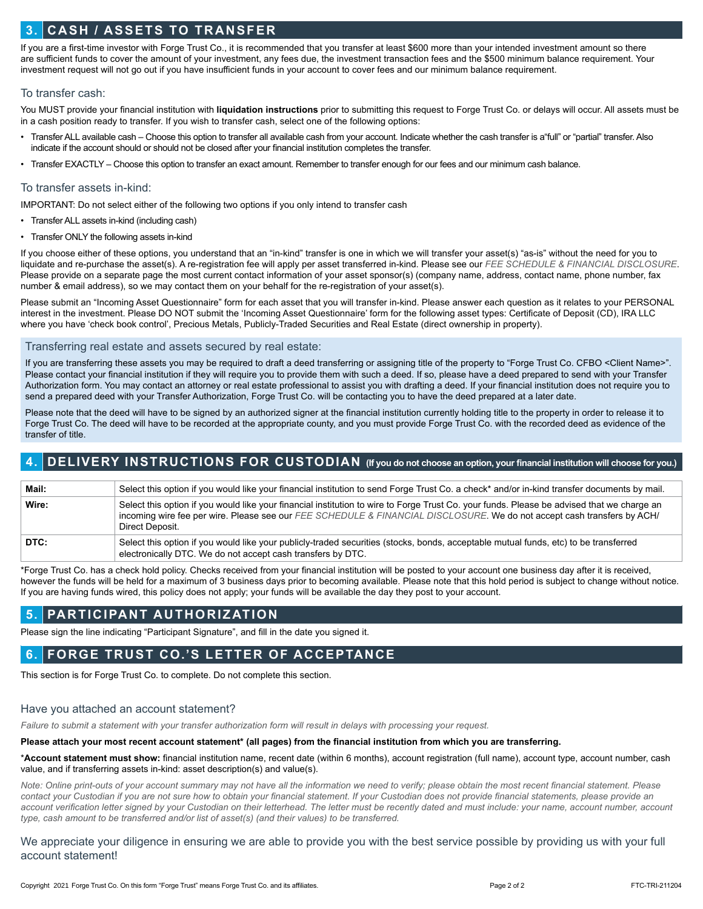## 3. CASH / ASSETS TO TRANSFER

If you are a first-time investor with Forge Trust Co., it is recommended that you transfer at least $600 more than your intended investment amount so there are sufficient funds to cover the amount of your investment, any fees due, the investment transaction fees and the $500 minimum balance requirement. Your investment request will not go out if you have insufficient funds in your account to cover fees and our minimum balance requirement.

### To transfer cash:

You MUST provide your financial institution with **liquidation instructions** prior to submitting this request to Forge Trust Co. or delays will occur. All assets must be in a cash position ready to transfer. If you wish to transfer cash, select one of the following options:

- Transfer ALL available cash – Choose this option to transfer all available cash from your account. Indicate whether the cash transfer is a"full" or "partial" transfer. Also indicate if the account should or should not be closed after your financial institution completes the transfer.
- Transfer EXACTLY – Choose this option to transfer an exact amount. Remember to transfer enough for our fees and our minimum cash balance.

### To transfer assets in-kind:

IMPORTANT: Do not select either of the following two options if you only intend to transfer cash

- Transfer ALL assets in-kind (including cash)
- Transfer ONLY the following assets in-kind

If you choose either of these options, you understand that an "in-kind" transfer is one in which we will transfer your asset(s) "as-is" without the need for you to liquidate and re-purchase the asset(s). A re-registration fee will apply per asset transferred in-kind. Please see our *FEE SCHEDULE & FINANCIAL DISCLOSURE*. Please provide on a separate page the most current contact information of your asset sponsor(s) (company name, address, contact name, phone number, fax number & email address), so we may contact them on your behalf for the re-registration of your asset(s).

Please submit an "Incoming Asset Questionnaire" form for each asset that you will transfer in-kind. Please answer each question as it relates to your PERSONAL interest in the investment. Please DO NOT submit the 'Incoming Asset Questionnaire' form for the following asset types: Certificate of Deposit (CD), IRA LLC where you have 'check book control', Precious Metals, Publicly-Traded Securities and Real Estate (direct ownership in property).

### Transferring real estate and assets secured by real estate:

If you are transferring these assets you may be required to draft a deed transferring or assigning title of the property to "Forge Trust Co. CFBO <Client Name>". Please contact your financial institution if they will require you to provide them with such a deed. If so, please have a deed prepared to send with your Transfer Authorization form. You may contact an attorney or real estate professional to assist you with drafting a deed. If your financial institution does not require you to send a prepared deed with your Transfer Authorization, Forge Trust Co. will be contacting you to have the deed prepared at a later date.

Please note that the deed will have to be signed by an authorized signer at the financial institution currently holding title to the property in order to release it to Forge Trust Co. The deed will have to be recorded at the appropriate county, and you must provide Forge Trust Co. with the recorded deed as evidence of the transfer of title.

## 4. DELIVERY INSTRUCTIONS FOR CUSTODIAN (If you do not choose an option, your financial institution will choose for you.)

| | |
|---|---|
| **Mail:** | Select this option if you would like your financial institution to send Forge Trust Co. a check* and/or in-kind transfer documents by mail. |
| **Wire:** | Select this option if you would like your financial institution to wire to Forge Trust Co. your funds. Please be advised that we charge an incoming wire fee per wire. Please see our *FEE SCHEDULE & FINANCIAL DISCLOSURE*. We do not accept cash transfers by ACH/ Direct Deposit. |
| **DTC:** | Select this option if you would like your publicly-traded securities (stocks, bonds, acceptable mutual funds, etc) to be transferred electronically DTC. We do not accept cash transfers by DTC. |

*Forge Trust Co. has a check hold policy. Checks received from your financial institution will be posted to your account one business day after it is received, however the funds will be held for a maximum of 3 business days prior to becoming available. Please note that this hold period is subject to change without notice. If you are having funds wired, this policy does not apply; your funds will be available the day they post to your account.

## 5. PARTICIPANT AUTHORIZATION

Please sign the line indicating "Participant Signature", and fill in the date you signed it.

## 6. FORGE TRUST CO.'S LETTER OF ACCEPTANCE

This section is for Forge Trust Co. to complete. Do not complete this section.

### Have you attached an account statement?

*Failure to submit a statement with your transfer authorization form will result in delays with processing your request.*

**Please attach your most recent account statement* (all pages) from the financial institution from which you are transferring.**

***Account statement must show:** financial institution name, recent date (within 6 months), account registration (full name), account type, account number, cash value, and if transferring assets in-kind: asset description(s) and value(s).

*Note: Online print-outs of your account summary may not have all the information we need to verify; please obtain the most recent financial statement. Please contact your Custodian if you are not sure how to obtain your financial statement. If your Custodian does not provide financial statements, please provide an account verification letter signed by your Custodian on their letterhead. The letter must be recently dated and must include: your name, account number, account type, cash amount to be transferred and/or list of asset(s) (and their values) to be transferred.*

### We appreciate your diligence in ensuring we are able to provide you with the best service possible by providing us with your full account statement!

Copyright 2021 Forge Trust Co. On this form "Forge Trust" means Forge Trust Co. and its affiliates. FTC-TRI-211204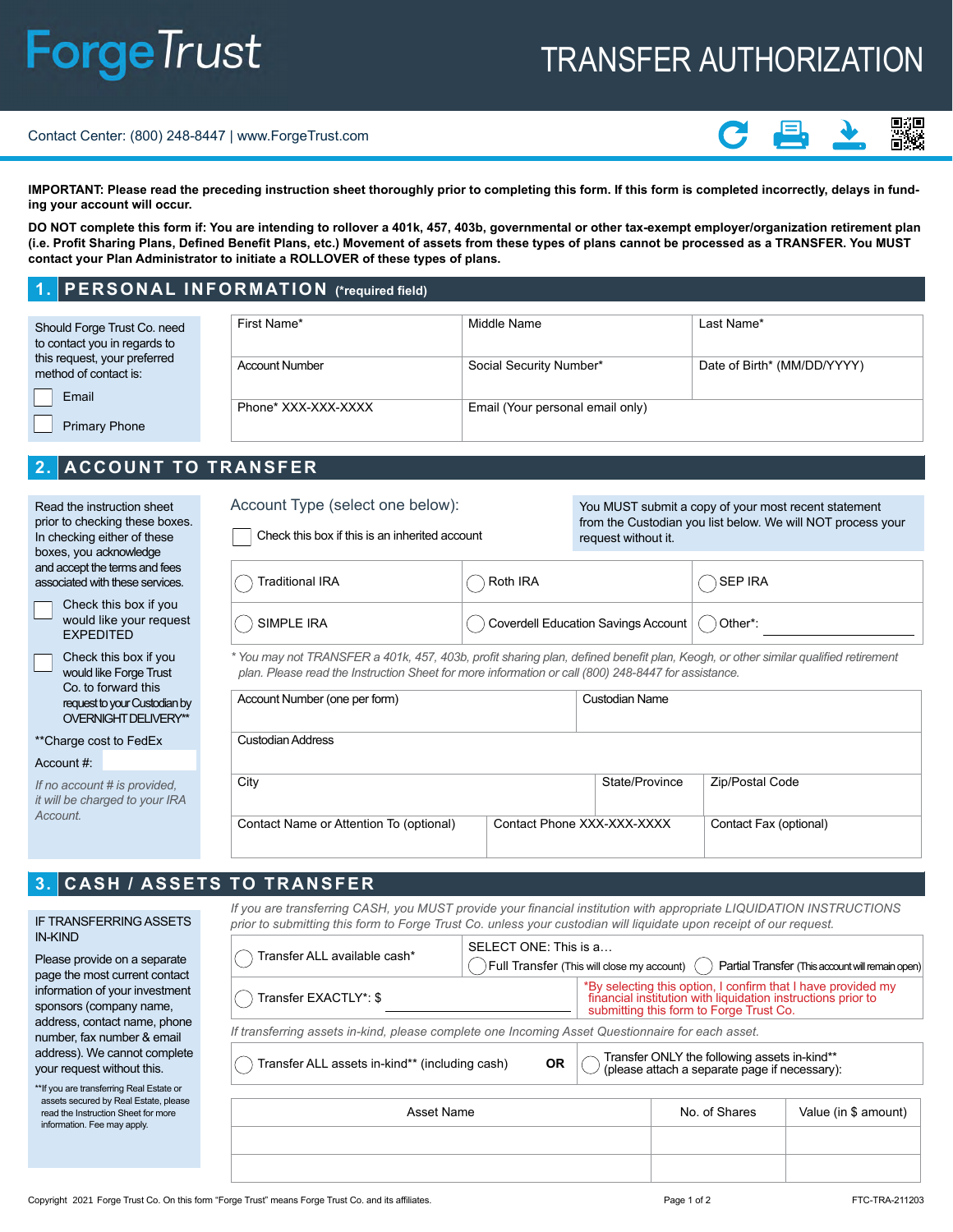# ForgeTrust

# TRANSFER AUTHORIZATION

Contact Center: (800) 248-8447 | www.ForgeTrust.com

**IMPORTANT: Please read the preceding instruction sheet thoroughly prior to completing this form. If this form is completed incorrectly, delays in funding your account will occur.**

**DO NOT complete this form if: You are intending to rollover a 401k, 457, 403b, governmental or other tax-exempt employer/organization retirement plan (i.e. Profit Sharing Plans, Defined Benefit Plans, etc.) Movement of assets from these types of plans cannot be processed as a TRANSFER. You MUST contact your Plan Administrator to initiate a ROLLOVER of these types of plans.**

## 1. PERSONAL INFORMATION (*required field)

Should Forge Trust Co. need to contact you in regards to this request, your preferred method of contact is:

- ☐ Email
- ☐ Primary Phone

| First Name* | Middle Name | Last Name* |
|---|---|---|
| Account Number | Social Security Number* | Date of Birth* (MM/DD/YYYY) |
| Phone* XXX-XXX-XXXX | Email (Your personal email only) | |

## 2. ACCOUNT TO TRANSFER

Read the instruction sheet prior to checking these boxes. In checking either of these boxes, you acknowledge and accept the terms and fees associated with these services.

- ☐ Check this box if you would like your request EXPEDITED
- ☐ Check this box if you would like Forge Trust Co. to forward this request to your Custodian by OVERNIGHT DELIVERY**

**Charge cost to FedEx Account #:

*If no account # is provided, it will be charged to your IRA Account.*

Account Type (select one below):

☐ Check this box if this is an inherited account

You MUST submit a copy of your most recent statement from the Custodian you list below. We will NOT process your request without it.

| ○ Traditional IRA | ○ Roth IRA | ○ SEP IRA |
|---|---|---|
| ○ SIMPLE IRA | ○ Coverdell Education Savings Account | ○ Other*: ________ |

*\* You may not TRANSFER a 401k, 457, 403b, profit sharing plan, defined benefit plan, Keogh, or other similar qualified retirement plan. Please read the Instruction Sheet for more information or call (800) 248-8447 for assistance.*

| Account Number (one per form) | Custodian Name | |
|---|---|---|
| Custodian Address | | |
| City | State/Province | Zip/Postal Code |
| Contact Name or Attention To (optional) | Contact Phone XXX-XXX-XXXX | Contact Fax (optional) |

## 3. CASH / ASSETS TO TRANSFER

IF TRANSFERRING ASSETS IN-KIND

Please provide on a separate page the most current contact information of your investment sponsors (company name, address, contact name, phone number, fax number & email address). We cannot complete your request without this.

**If you are transferring Real Estate or assets secured by Real Estate, please read the Instruction Sheet for more information. Fee may apply.

*If you are transferring CASH, you MUST provide your financial institution with appropriate LIQUIDATION INSTRUCTIONS prior to submitting this form to Forge Trust Co. unless your custodian will liquidate upon receipt of our request.*

| ○ Transfer ALL available cash* | SELECT ONE: This is a… ○ Full Transfer (This will close my account) ○ Partial Transfer (This account will remain open) |
|---|---|
| ○ Transfer EXACTLY*: $ ________ | *By selecting this option, I confirm that I have provided my financial institution with liquidation instructions prior to submitting this form to Forge Trust Co. |

*If transferring assets in-kind, please complete one Incoming Asset Questionnaire for each asset.*

○ Transfer ALL assets in-kind** (including cash) **OR** ○ Transfer ONLY the following assets in-kind** (please attach a separate page if necessary):

| Asset Name | No. of Shares | Value (in $ amount) |
|---|---|---|
| | | |
| | | |

Copyright 2021 Forge Trust Co. On this form "Forge Trust" means Forge Trust Co. and its affiliates.

FTC-TRA-211203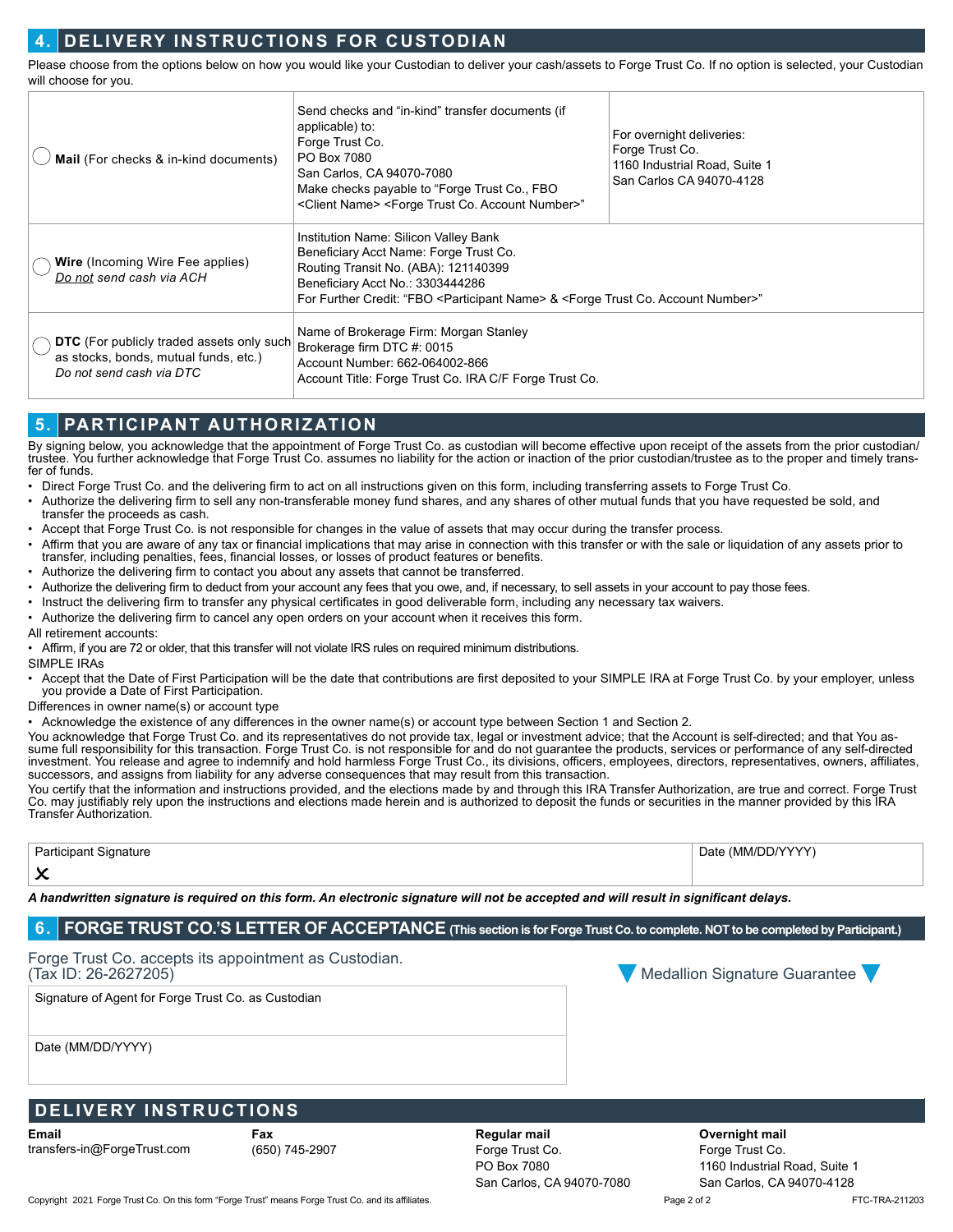## 4. DELIVERY INSTRUCTIONS FOR CUSTODIAN

Please choose from the options below on how you would like your Custodian to deliver your cash/assets to Forge Trust Co. If no option is selected, your Custodian will choose for you.

| Option | Instructions | |
|---|---|---|
| ◯ **Mail** (For checks & in-kind documents) | Send checks and "in-kind" transfer documents (if applicable) to:<br>Forge Trust Co.<br>PO Box 7080<br>San Carlos, CA 94070-7080<br>Make checks payable to "Forge Trust Co., FBO <Client Name> <Forge Trust Co. Account Number>" | For overnight deliveries:<br>Forge Trust Co.<br>1160 Industrial Road, Suite 1<br>San Carlos CA 94070-4128 |
| ◯ **Wire** (Incoming Wire Fee applies)<br>*Do not send cash via ACH* | Institution Name: Silicon Valley Bank<br>Beneficiary Acct Name: Forge Trust Co.<br>Routing Transit No. (ABA): 121140399<br>Beneficiary Acct No.: 3303444286<br>For Further Credit: "FBO <Participant Name> & <Forge Trust Co. Account Number>" | |
| ◯ **DTC** (For publicly traded assets only such as stocks, bonds, mutual funds, etc.)<br>*Do not send cash via DTC* | Name of Brokerage Firm: Morgan Stanley<br>Brokerage firm DTC #: 0015<br>Account Number: 662-064002-866<br>Account Title: Forge Trust Co. IRA C/F Forge Trust Co. | |

## 5. PARTICIPANT AUTHORIZATION

By signing below, you acknowledge that the appointment of Forge Trust Co. as custodian will become effective upon receipt of the assets from the prior custodian/trustee. You further acknowledge that Forge Trust Co. assumes no liability for the action or inaction of the prior custodian/trustee as to the proper and timely transfer of funds.

- Direct Forge Trust Co. and the delivering firm to act on all instructions given on this form, including transferring assets to Forge Trust Co.
- Authorize the delivering firm to sell any non-transferable money fund shares, and any shares of other mutual funds that you have requested be sold, and transfer the proceeds as cash.
- Accept that Forge Trust Co. is not responsible for changes in the value of assets that may occur during the transfer process.
- Affirm that you are aware of any tax or financial implications that may arise in connection with this transfer or with the sale or liquidation of any assets prior to transfer, including penalties, fees, financial losses, or losses of product features or benefits.
- Authorize the delivering firm to contact you about any assets that cannot be transferred.
- Authorize the delivering firm to deduct from your account any fees that you owe, and, if necessary, to sell assets in your account to pay those fees.
- Instruct the delivering firm to transfer any physical certificates in good deliverable form, including any necessary tax waivers.
- Authorize the delivering firm to cancel any open orders on your account when it receives this form.

All retirement accounts:

- Affirm, if you are 72 or older, that this transfer will not violate IRS rules on required minimum distributions.

SIMPLE IRAs

- Accept that the Date of First Participation will be the date that contributions are first deposited to your SIMPLE IRA at Forge Trust Co. by your employer, unless you provide a Date of First Participation.

Differences in owner name(s) or account type

- Acknowledge the existence of any differences in the owner name(s) or account type between Section 1 and Section 2.

You acknowledge that Forge Trust Co. and its representatives do not provide tax, legal or investment advice; that the Account is self-directed; and that You assume full responsibility for this transaction. Forge Trust Co. is not responsible for and do not guarantee the products, services or performance of any self-directed investment. You release and agree to indemnify and hold harmless Forge Trust Co., its divisions, officers, employees, directors, representatives, owners, affiliates, successors, and assigns from liability for any adverse consequences that may result from this transaction.

You certify that the information and instructions provided, and the elections made by and through this IRA Transfer Authorization, are true and correct. Forge Trust Co. may justifiably rely upon the instructions and elections made herein and is authorized to deposit the funds or securities in the manner provided by this IRA Transfer Authorization.

| Participant Signature | Date (MM/DD/YYYY) |
|---|---|
| ✕ | |

***A handwritten signature is required on this form. An electronic signature will not be accepted and will result in significant delays.***

## 6. FORGE TRUST CO.'S LETTER OF ACCEPTANCE (This section is for Forge Trust Co. to complete. NOT to be completed by Participant.)

Forge Trust Co. accepts its appointment as Custodian.
(Tax ID: 26-2627205)

Medallion Signature Guarantee

| Signature of Agent for Forge Trust Co. as Custodian |
|---|
| |
| Date (MM/DD/YYYY) |

## DELIVERY INSTRUCTIONS

**Email**
transfers-in@ForgeTrust.com

**Fax**
(650) 745-2907

**Regular mail**
Forge Trust Co.
PO Box 7080
San Carlos, CA 94070-7080

**Overnight mail**
Forge Trust Co.
1160 Industrial Road, Suite 1
San Carlos, CA 94070-4128

Copyright 2021 Forge Trust Co. On this form "Forge Trust" means Forge Trust Co. and its affiliates.

FTC-TRA-211203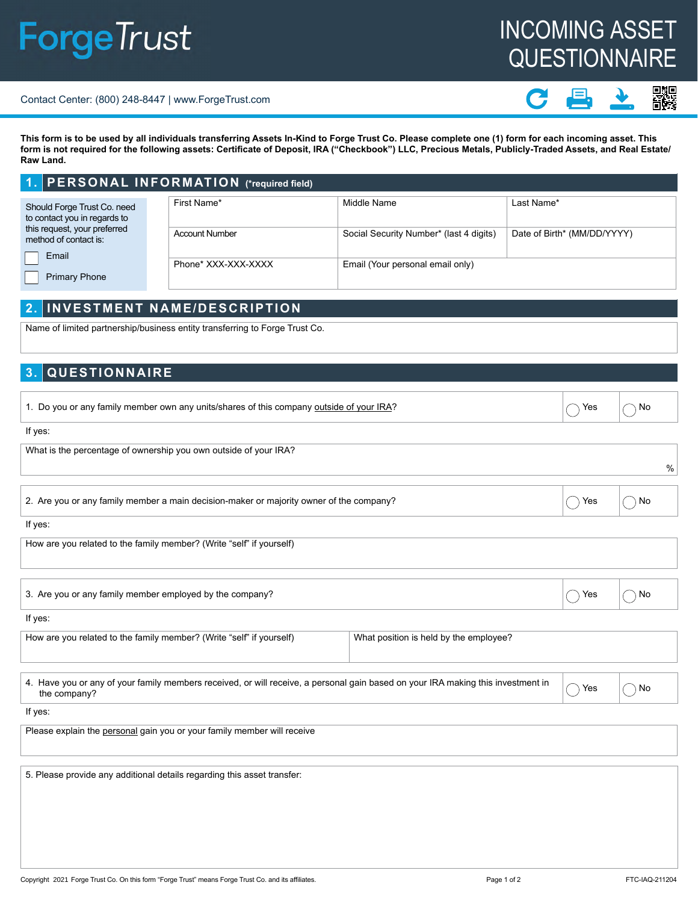# ForgeTrust

# INCOMING ASSET QUESTIONNAIRE

Contact Center: (800) 248-8447 | www.ForgeTrust.com

**This form is to be used by all individuals transferring Assets In-Kind to Forge Trust Co. Please complete one (1) form for each incoming asset. This form is not required for the following assets: Certificate of Deposit, IRA ("Checkbook") LLC, Precious Metals, Publicly-Traded Assets, and Real Estate/ Raw Land.**

## 1. PERSONAL INFORMATION (*required field)

Should Forge Trust Co. need to contact you in regards to this request, your preferred method of contact is:

- ☐ Email
- ☐ Primary Phone

| First Name* | Middle Name | Last Name* |
|---|---|---|
| Account Number | Social Security Number* (last 4 digits) | Date of Birth* (MM/DD/YYYY) |
| Phone* XXX-XXX-XXXX | Email (Your personal email only) | |

## 2. INVESTMENT NAME/DESCRIPTION

Name of limited partnership/business entity transferring to Forge Trust Co.

## 3. QUESTIONNAIRE

1. Do you or any family member own any units/shares of this company outside of your IRA? ◯ Yes ◯ No

If yes:

What is the percentage of ownership you own outside of your IRA? %

2. Are you or any family member a main decision-maker or majority owner of the company? ◯ Yes ◯ No

If yes:

How are you related to the family member? (Write "self" if yourself)

3. Are you or any family member employed by the company? ◯ Yes ◯ No

If yes:

| How are you related to the family member? (Write "self" if yourself) | What position is held by the employee? |
|---|---|

4. Have you or any of your family members received, or will receive, a personal gain based on your IRA making this investment in the company? ◯ Yes ◯ No

If yes:

Please explain the personal gain you or your family member will receive

5. Please provide any additional details regarding this asset transfer:

Copyright 2021 Forge Trust Co. On this form "Forge Trust" means Forge Trust Co. and its affiliates. FTC-IAQ-211204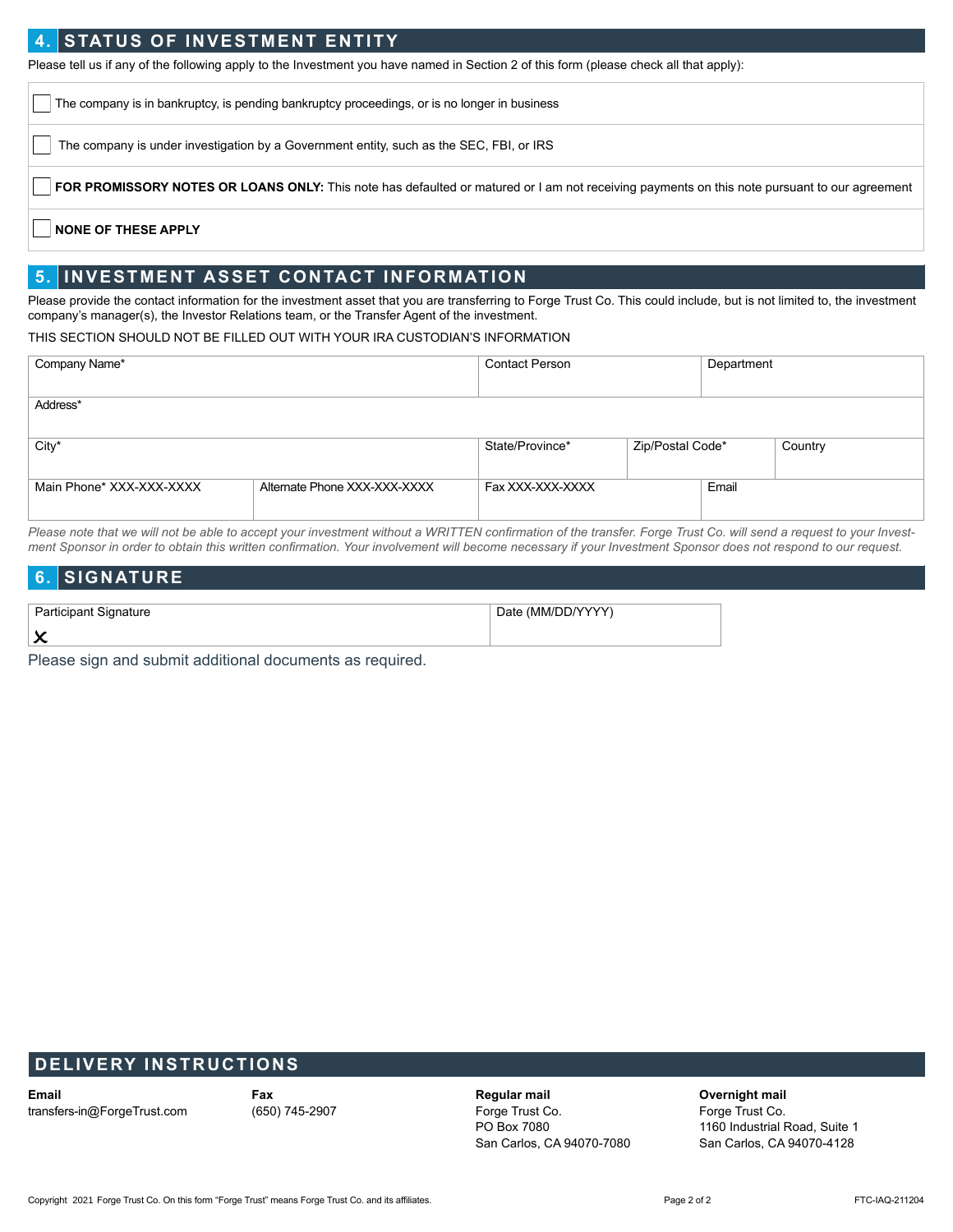## 4. STATUS OF INVESTMENT ENTITY

Please tell us if any of the following apply to the Investment you have named in Section 2 of this form (please check all that apply):

- ☐ The company is in bankruptcy, is pending bankruptcy proceedings, or is no longer in business
- ☐ The company is under investigation by a Government entity, such as the SEC, FBI, or IRS
- ☐ **FOR PROMISSORY NOTES OR LOANS ONLY:** This note has defaulted or matured or I am not receiving payments on this note pursuant to our agreement
- ☐ **NONE OF THESE APPLY**

## 5. INVESTMENT ASSET CONTACT INFORMATION

Please provide the contact information for the investment asset that you are transferring to Forge Trust Co. This could include, but is not limited to, the investment company's manager(s), the Investor Relations team, or the Transfer Agent of the investment.

THIS SECTION SHOULD NOT BE FILLED OUT WITH YOUR IRA CUSTODIAN'S INFORMATION

| | | | |
|---|---|---|---|
| Company Name* | | Contact Person | Department |
| Address* | | | |
| City* | | State/Province* | Zip/Postal Code* | Country |
| Main Phone* XXX-XXX-XXXX | Alternate Phone XXX-XXX-XXXX | Fax XXX-XXX-XXXX | Email |

*Please note that we will not be able to accept your investment without a WRITTEN confirmation of the transfer. Forge Trust Co. will send a request to your Investment Sponsor in order to obtain this written confirmation. Your involvement will become necessary if your Investment Sponsor does not respond to our request.*

## 6. SIGNATURE

| | |
|---|---|
| Participant Signature<br>✗ | Date (MM/DD/YYYY) |

Please sign and submit additional documents as required.

## DELIVERY INSTRUCTIONS

**Email**
transfers-in@ForgeTrust.com

**Fax**
(650) 745-2907

**Regular mail**
Forge Trust Co.
PO Box 7080
San Carlos, CA 94070-7080

**Overnight mail**
Forge Trust Co.
1160 Industrial Road, Suite 1
San Carlos, CA 94070-4128

Copyright 2021 Forge Trust Co. On this form "Forge Trust" means Forge Trust Co. and its affiliates.

FTC-IAQ-211204